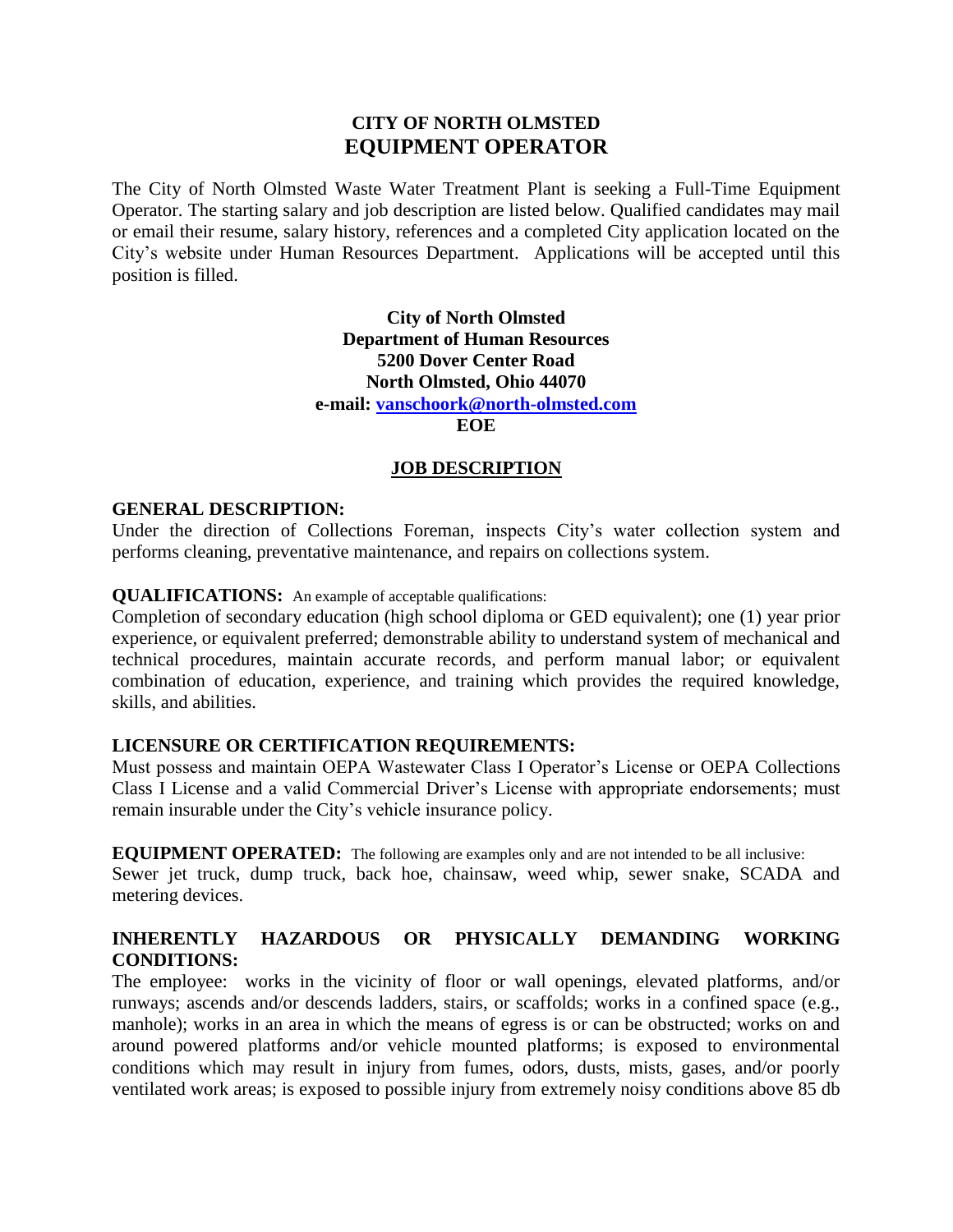# CITY OF NORTH OLMSTED
## EQUIPMENT OPERATOR

The City of North Olmsted Waste Water Treatment Plant is seeking a Full-Time Equipment Operator. The starting salary and job description are listed below. Qualified candidates may mail or email their resume, salary history, references and a completed City application located on the City's website under Human Resources Department. Applications will be accepted until this position is filled.

**City of North Olmsted**
**Department of Human Resources**
**5200 Dover Center Road**
**North Olmsted, Ohio 44070**
**e-mail: vanschoork@north-olmsted.com**
**EOE**

### JOB DESCRIPTION

**GENERAL DESCRIPTION:**
Under the direction of Collections Foreman, inspects City's water collection system and performs cleaning, preventative maintenance, and repairs on collections system.

**QUALIFICATIONS:** An example of acceptable qualifications:
Completion of secondary education (high school diploma or GED equivalent); one (1) year prior experience, or equivalent preferred; demonstrable ability to understand system of mechanical and technical procedures, maintain accurate records, and perform manual labor; or equivalent combination of education, experience, and training which provides the required knowledge, skills, and abilities.

**LICENSURE OR CERTIFICATION REQUIREMENTS:**
Must possess and maintain OEPA Wastewater Class I Operator's License or OEPA Collections Class I License and a valid Commercial Driver's License with appropriate endorsements; must remain insurable under the City's vehicle insurance policy.

**EQUIPMENT OPERATED:** The following are examples only and are not intended to be all inclusive:
Sewer jet truck, dump truck, back hoe, chainsaw, weed whip, sewer snake, SCADA and metering devices.

**INHERENTLY HAZARDOUS OR PHYSICALLY DEMANDING WORKING CONDITIONS:**
The employee: works in the vicinity of floor or wall openings, elevated platforms, and/or runways; ascends and/or descends ladders, stairs, or scaffolds; works in a confined space (e.g., manhole); works in an area in which the means of egress is or can be obstructed; works on and around powered platforms and/or vehicle mounted platforms; is exposed to environmental conditions which may result in injury from fumes, odors, dusts, mists, gases, and/or poorly ventilated work areas; is exposed to possible injury from extremely noisy conditions above 85 db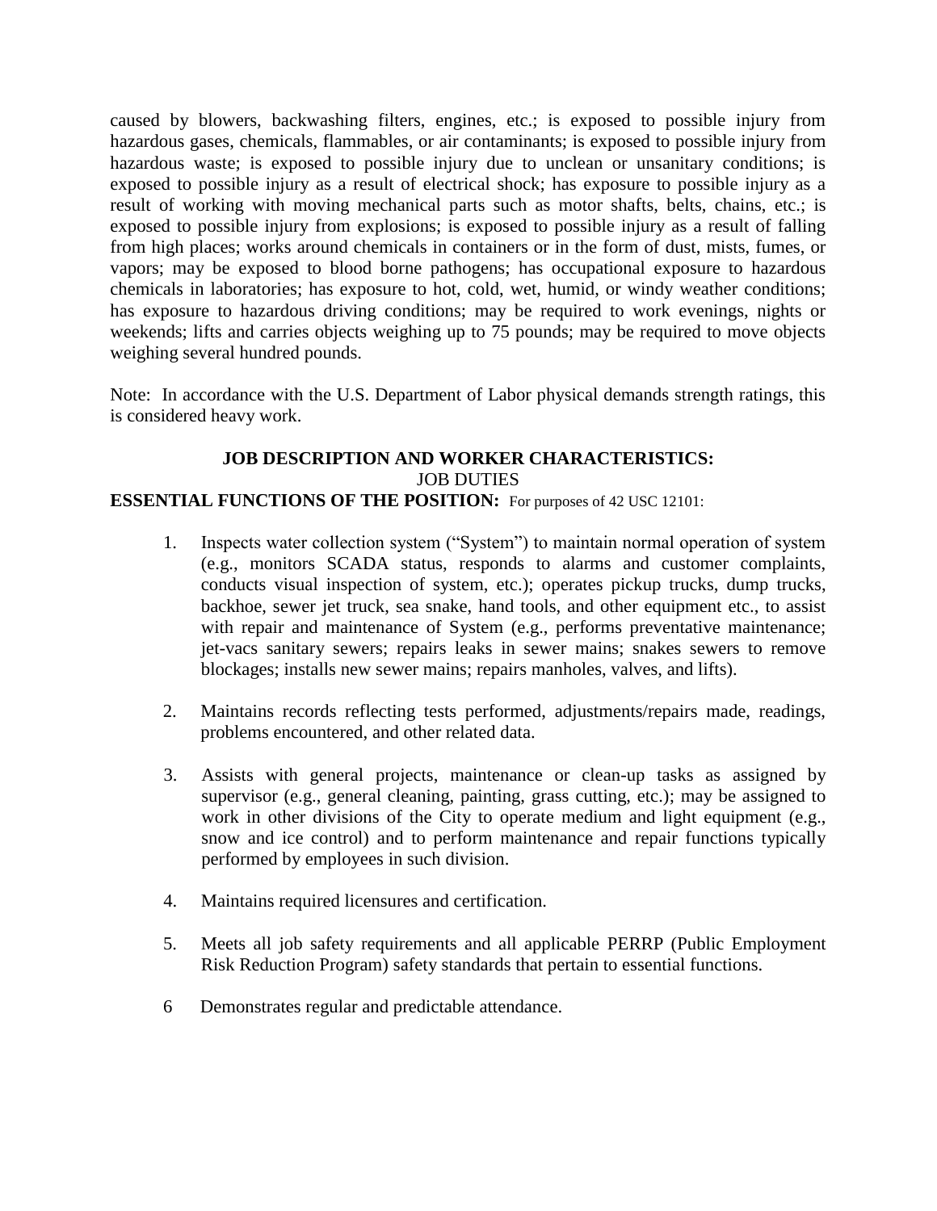caused by blowers, backwashing filters, engines, etc.; is exposed to possible injury from hazardous gases, chemicals, flammables, or air contaminants; is exposed to possible injury from hazardous waste; is exposed to possible injury due to unclean or unsanitary conditions; is exposed to possible injury as a result of electrical shock; has exposure to possible injury as a result of working with moving mechanical parts such as motor shafts, belts, chains, etc.; is exposed to possible injury from explosions; is exposed to possible injury as a result of falling from high places; works around chemicals in containers or in the form of dust, mists, fumes, or vapors; may be exposed to blood borne pathogens; has occupational exposure to hazardous chemicals in laboratories; has exposure to hot, cold, wet, humid, or windy weather conditions; has exposure to hazardous driving conditions; may be required to work evenings, nights or weekends; lifts and carries objects weighing up to 75 pounds; may be required to move objects weighing several hundred pounds.

Note: In accordance with the U.S. Department of Labor physical demands strength ratings, this is considered heavy work.

**JOB DESCRIPTION AND WORKER CHARACTERISTICS:**

JOB DUTIES

**ESSENTIAL FUNCTIONS OF THE POSITION:** For purposes of 42 USC 12101:

1. Inspects water collection system ("System") to maintain normal operation of system (e.g., monitors SCADA status, responds to alarms and customer complaints, conducts visual inspection of system, etc.); operates pickup trucks, dump trucks, backhoe, sewer jet truck, sea snake, hand tools, and other equipment etc., to assist with repair and maintenance of System (e.g., performs preventative maintenance; jet-vacs sanitary sewers; repairs leaks in sewer mains; snakes sewers to remove blockages; installs new sewer mains; repairs manholes, valves, and lifts).

2. Maintains records reflecting tests performed, adjustments/repairs made, readings, problems encountered, and other related data.

3. Assists with general projects, maintenance or clean-up tasks as assigned by supervisor (e.g., general cleaning, painting, grass cutting, etc.); may be assigned to work in other divisions of the City to operate medium and light equipment (e.g., snow and ice control) and to perform maintenance and repair functions typically performed by employees in such division.

4. Maintains required licensures and certification.

5. Meets all job safety requirements and all applicable PERRP (Public Employment Risk Reduction Program) safety standards that pertain to essential functions.

6 Demonstrates regular and predictable attendance.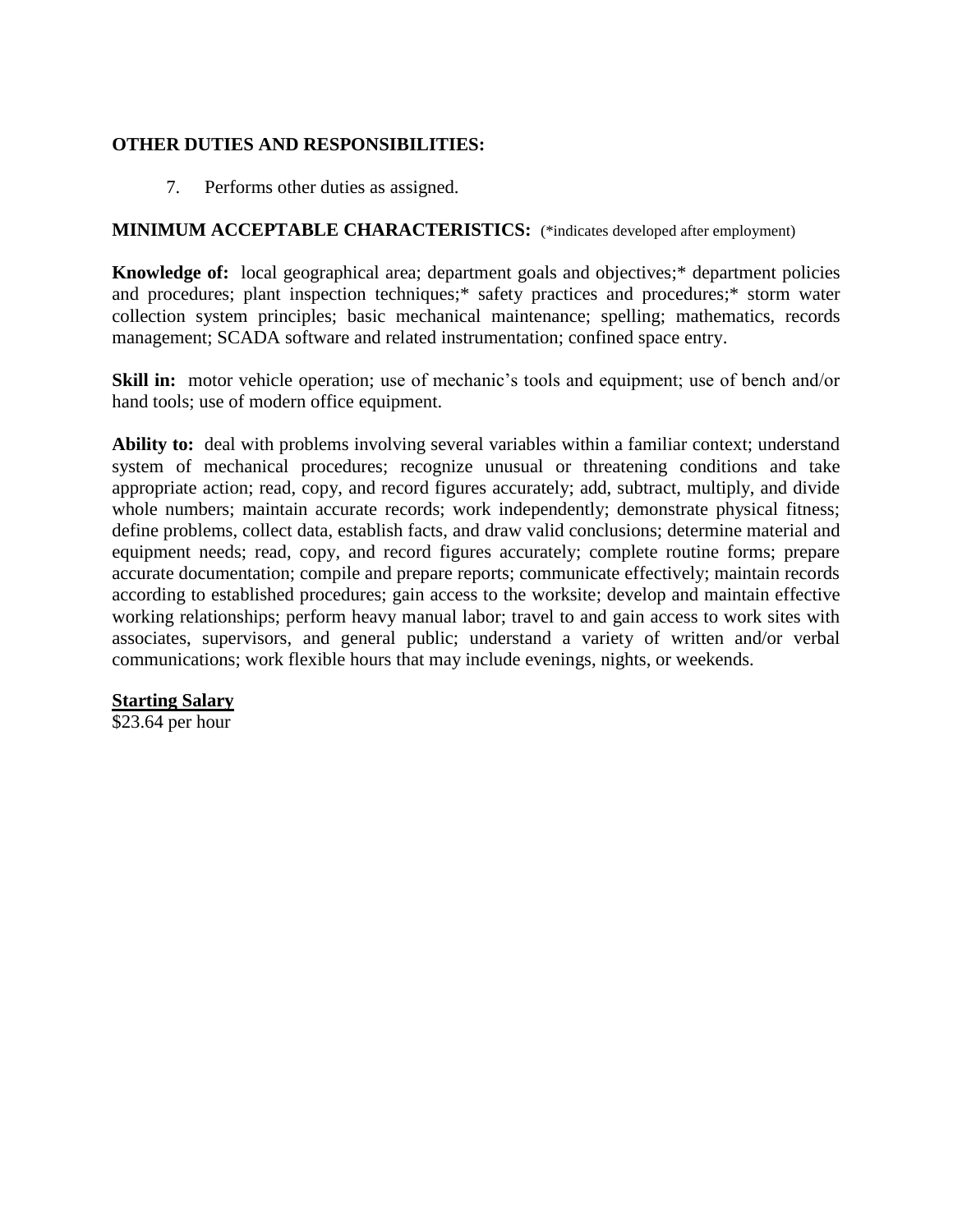**OTHER DUTIES AND RESPONSIBILITIES:**

7. Performs other duties as assigned.

**MINIMUM ACCEPTABLE CHARACTERISTICS:** (*indicates developed after employment)

**Knowledge of:** local geographical area; department goals and objectives;* department policies and procedures; plant inspection techniques;* safety practices and procedures;* storm water collection system principles; basic mechanical maintenance; spelling; mathematics, records management; SCADA software and related instrumentation; confined space entry.

**Skill in:** motor vehicle operation; use of mechanic's tools and equipment; use of bench and/or hand tools; use of modern office equipment.

**Ability to:** deal with problems involving several variables within a familiar context; understand system of mechanical procedures; recognize unusual or threatening conditions and take appropriate action; read, copy, and record figures accurately; add, subtract, multiply, and divide whole numbers; maintain accurate records; work independently; demonstrate physical fitness; define problems, collect data, establish facts, and draw valid conclusions; determine material and equipment needs; read, copy, and record figures accurately; complete routine forms; prepare accurate documentation; compile and prepare reports; communicate effectively; maintain records according to established procedures; gain access to the worksite; develop and maintain effective working relationships; perform heavy manual labor; travel to and gain access to work sites with associates, supervisors, and general public; understand a variety of written and/or verbal communications; work flexible hours that may include evenings, nights, or weekends.

**Starting Salary**

$23.64 per hour